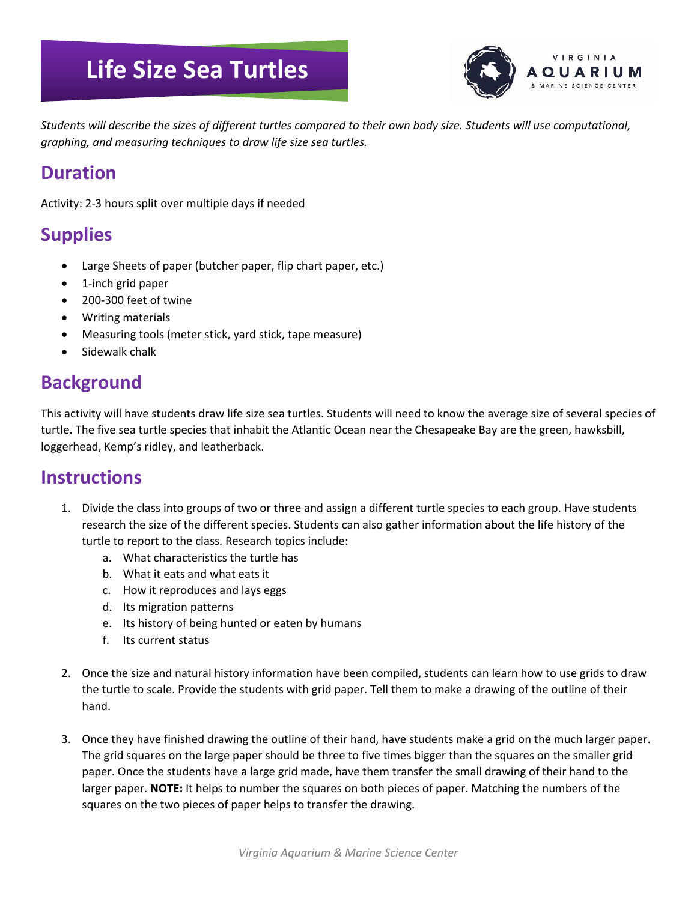# Life Size Sea Turtles

*Students will describe the sizes of different turtles compared to their own body size. Students will use computational, graphing, and measuring techniques to draw life size sea turtles.*

## Duration

Activity: 2-3 hours split over multiple days if needed

## Supplies

- Large Sheets of paper (butcher paper, flip chart paper, etc.)
- 1-inch grid paper
- 200-300 feet of twine
- Writing materials
- Measuring tools (meter stick, yard stick, tape measure)
- Sidewalk chalk

## Background

This activity will have students draw life size sea turtles. Students will need to know the average size of several species of turtle. The five sea turtle species that inhabit the Atlantic Ocean near the Chesapeake Bay are the green, hawksbill, loggerhead, Kemp's ridley, and leatherback.

## Instructions

1. Divide the class into groups of two or three and assign a different turtle species to each group. Have students research the size of the different species. Students can also gather information about the life history of the turtle to report to the class. Research topics include:
   a. What characteristics the turtle has
   b. What it eats and what eats it
   c. How it reproduces and lays eggs
   d. Its migration patterns
   e. Its history of being hunted or eaten by humans
   f. Its current status

2. Once the size and natural history information have been compiled, students can learn how to use grids to draw the turtle to scale. Provide the students with grid paper. Tell them to make a drawing of the outline of their hand.

3. Once they have finished drawing the outline of their hand, have students make a grid on the much larger paper. The grid squares on the large paper should be three to five times bigger than the squares on the smaller grid paper. Once the students have a large grid made, have them transfer the small drawing of their hand to the larger paper. **NOTE:** It helps to number the squares on both pieces of paper. Matching the numbers of the squares on the two pieces of paper helps to transfer the drawing.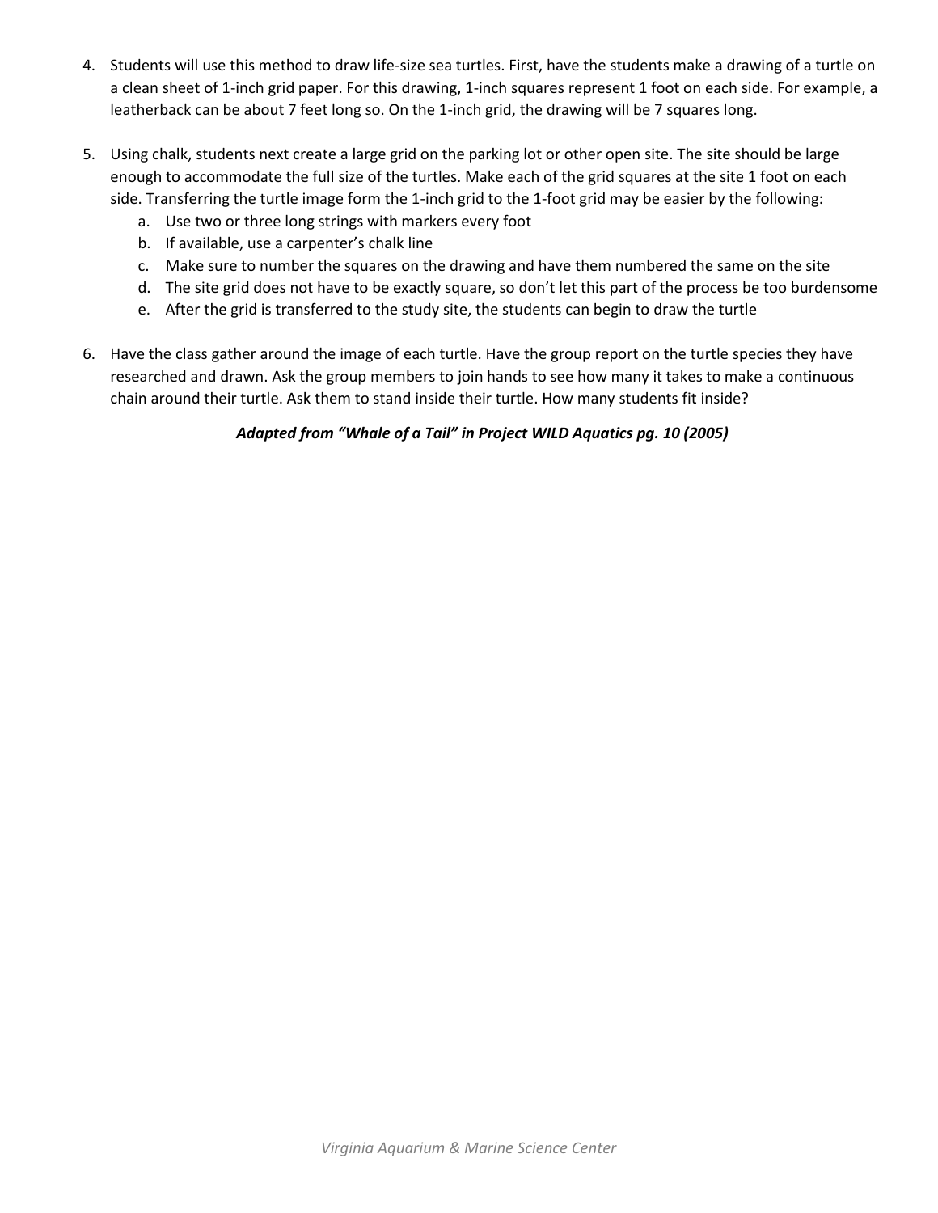4. Students will use this method to draw life-size sea turtles. First, have the students make a drawing of a turtle on a clean sheet of 1-inch grid paper. For this drawing, 1-inch squares represent 1 foot on each side. For example, a leatherback can be about 7 feet long so. On the 1-inch grid, the drawing will be 7 squares long.

5. Using chalk, students next create a large grid on the parking lot or other open site. The site should be large enough to accommodate the full size of the turtles. Make each of the grid squares at the site 1 foot on each side. Transferring the turtle image form the 1-inch grid to the 1-foot grid may be easier by the following:
    a. Use two or three long strings with markers every foot
    b. If available, use a carpenter's chalk line
    c. Make sure to number the squares on the drawing and have them numbered the same on the site
    d. The site grid does not have to be exactly square, so don't let this part of the process be too burdensome
    e. After the grid is transferred to the study site, the students can begin to draw the turtle

6. Have the class gather around the image of each turtle. Have the group report on the turtle species they have researched and drawn. Ask the group members to join hands to see how many it takes to make a continuous chain around their turtle. Ask them to stand inside their turtle. How many students fit inside?

***Adapted from "Whale of a Tail" in Project WILD Aquatics pg. 10 (2005)***